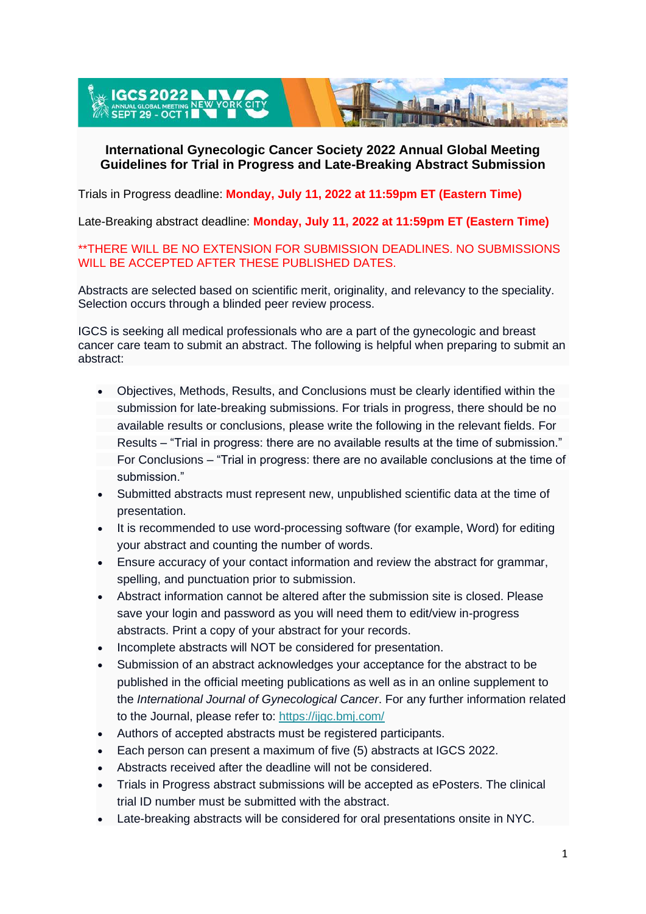# International Gynecologic Cancer Society 2022 Annual Global Meeting
## Guidelines for Trial in Progress and Late-Breaking Abstract Submission

Trials in Progress deadline: **Monday, July 11, 2022 at 11:59pm ET (Eastern Time)**

Late-Breaking abstract deadline: **Monday, July 11, 2022 at 11:59pm ET (Eastern Time)**

**THERE WILL BE NO EXTENSION FOR SUBMISSION DEADLINES. NO SUBMISSIONS WILL BE ACCEPTED AFTER THESE PUBLISHED DATES.

Abstracts are selected based on scientific merit, originality, and relevancy to the speciality. Selection occurs through a blinded peer review process.

IGCS is seeking all medical professionals who are a part of the gynecologic and breast cancer care team to submit an abstract. The following is helpful when preparing to submit an abstract:

- Objectives, Methods, Results, and Conclusions must be clearly identified within the submission for late-breaking submissions. For trials in progress, there should be no available results or conclusions, please write the following in the relevant fields. For Results – "Trial in progress: there are no available results at the time of submission." For Conclusions – "Trial in progress: there are no available conclusions at the time of submission."
- Submitted abstracts must represent new, unpublished scientific data at the time of presentation.
- It is recommended to use word-processing software (for example, Word) for editing your abstract and counting the number of words.
- Ensure accuracy of your contact information and review the abstract for grammar, spelling, and punctuation prior to submission.
- Abstract information cannot be altered after the submission site is closed. Please save your login and password as you will need them to edit/view in-progress abstracts. Print a copy of your abstract for your records.
- Incomplete abstracts will NOT be considered for presentation.
- Submission of an abstract acknowledges your acceptance for the abstract to be published in the official meeting publications as well as in an online supplement to the *International Journal of Gynecological Cancer*. For any further information related to the Journal, please refer to: https://ijgc.bmj.com/
- Authors of accepted abstracts must be registered participants.
- Each person can present a maximum of five (5) abstracts at IGCS 2022.
- Abstracts received after the deadline will not be considered.
- Trials in Progress abstract submissions will be accepted as ePosters. The clinical trial ID number must be submitted with the abstract.
- Late-breaking abstracts will be considered for oral presentations onsite in NYC.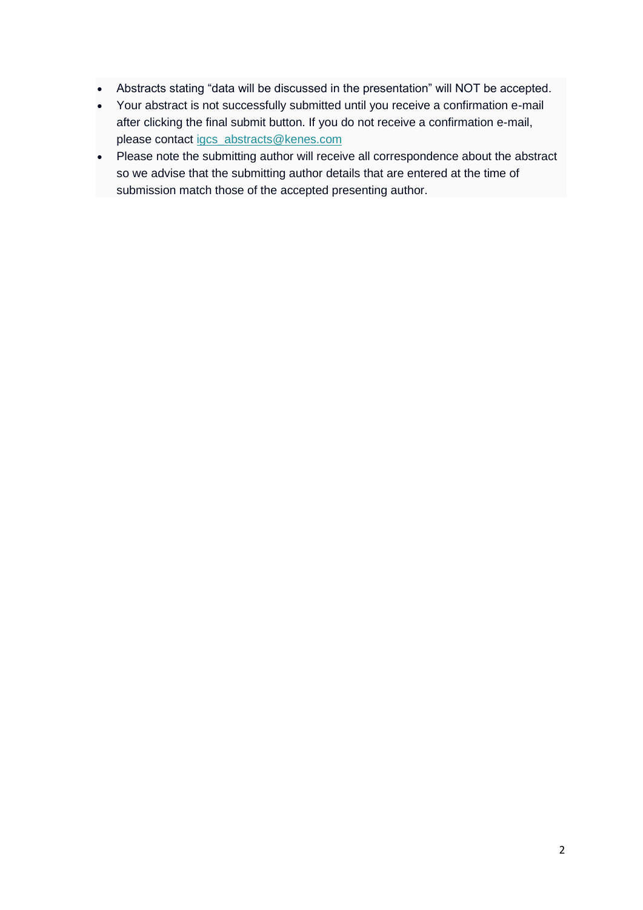- Abstracts stating “data will be discussed in the presentation” will NOT be accepted.
- Your abstract is not successfully submitted until you receive a confirmation e-mail after clicking the final submit button. If you do not receive a confirmation e-mail, please contact igcs_abstracts@kenes.com
- Please note the submitting author will receive all correspondence about the abstract so we advise that the submitting author details that are entered at the time of submission match those of the accepted presenting author.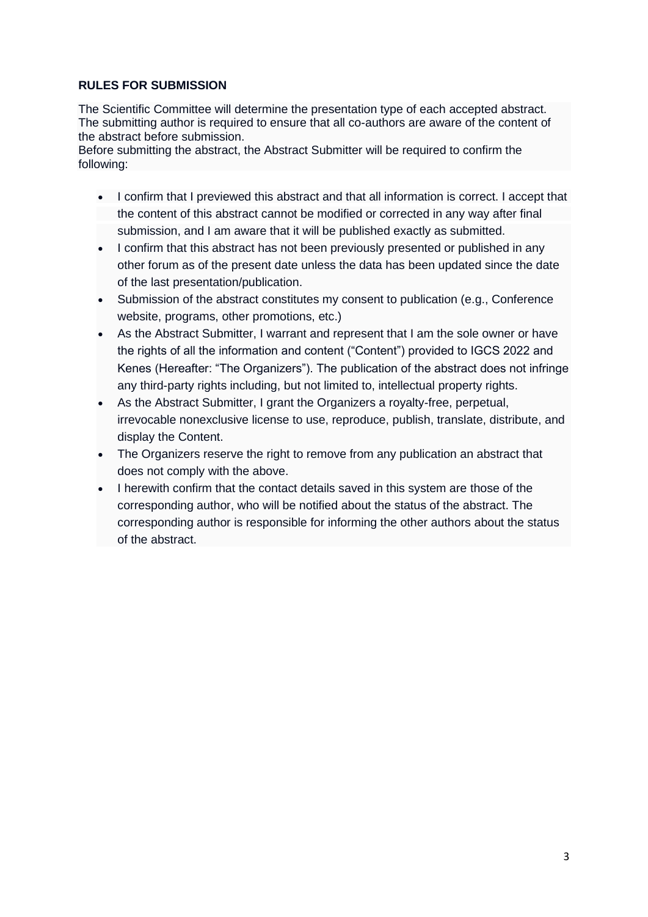**RULES FOR SUBMISSION**

The Scientific Committee will determine the presentation type of each accepted abstract. The submitting author is required to ensure that all co-authors are aware of the content of the abstract before submission.
Before submitting the abstract, the Abstract Submitter will be required to confirm the following:

- I confirm that I previewed this abstract and that all information is correct. I accept that the content of this abstract cannot be modified or corrected in any way after final submission, and I am aware that it will be published exactly as submitted.
- I confirm that this abstract has not been previously presented or published in any other forum as of the present date unless the data has been updated since the date of the last presentation/publication.
- Submission of the abstract constitutes my consent to publication (e.g., Conference website, programs, other promotions, etc.)
- As the Abstract Submitter, I warrant and represent that I am the sole owner or have the rights of all the information and content ("Content") provided to IGCS 2022 and Kenes (Hereafter: "The Organizers"). The publication of the abstract does not infringe any third-party rights including, but not limited to, intellectual property rights.
- As the Abstract Submitter, I grant the Organizers a royalty-free, perpetual, irrevocable nonexclusive license to use, reproduce, publish, translate, distribute, and display the Content.
- The Organizers reserve the right to remove from any publication an abstract that does not comply with the above.
- I herewith confirm that the contact details saved in this system are those of the corresponding author, who will be notified about the status of the abstract. The corresponding author is responsible for informing the other authors about the status of the abstract.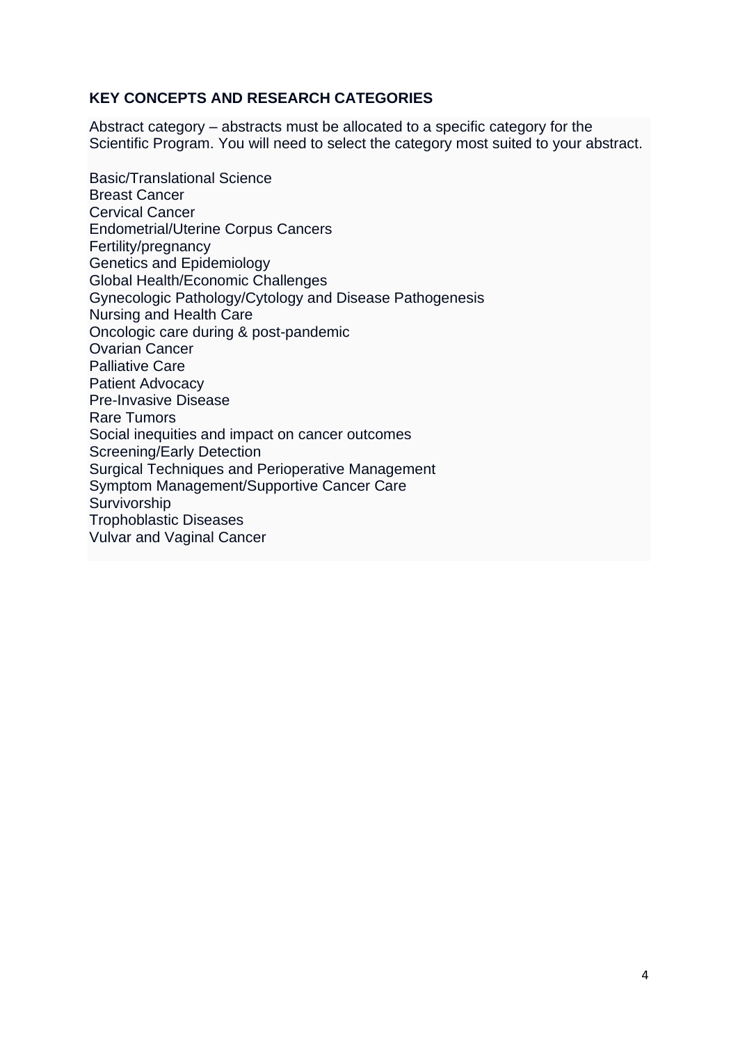## KEY CONCEPTS AND RESEARCH CATEGORIES

Abstract category – abstracts must be allocated to a specific category for the Scientific Program. You will need to select the category most suited to your abstract.

Basic/Translational Science
Breast Cancer
Cervical Cancer
Endometrial/Uterine Corpus Cancers
Fertility/pregnancy
Genetics and Epidemiology
Global Health/Economic Challenges
Gynecologic Pathology/Cytology and Disease Pathogenesis
Nursing and Health Care
Oncologic care during & post-pandemic
Ovarian Cancer
Palliative Care
Patient Advocacy
Pre-Invasive Disease
Rare Tumors
Social inequities and impact on cancer outcomes
Screening/Early Detection
Surgical Techniques and Perioperative Management
Symptom Management/Supportive Cancer Care
Survivorship
Trophoblastic Diseases
Vulvar and Vaginal Cancer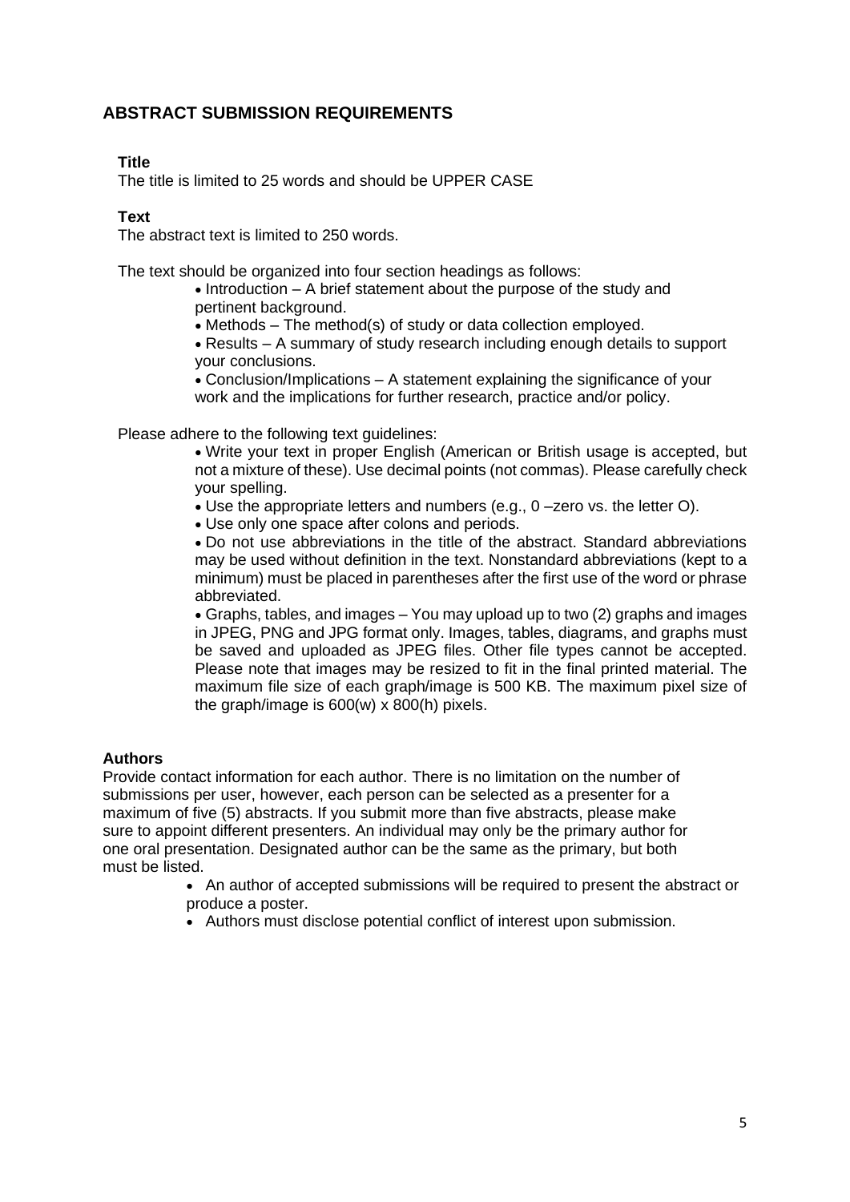## ABSTRACT SUMMISSION REQUIREMENTS

### Title

The title is limited to 25 words and should be UPPER CASE

### Text

The abstract text is limited to 250 words.

The text should be organized into four section headings as follows:

- Introduction – A brief statement about the purpose of the study and pertinent background.
- Methods – The method(s) of study or data collection employed.
- Results – A summary of study research including enough details to support your conclusions.
- Conclusion/Implications – A statement explaining the significance of your work and the implications for further research, practice and/or policy.

Please adhere to the following text guidelines:

- Write your text in proper English (American or British usage is accepted, but not a mixture of these). Use decimal points (not commas). Please carefully check your spelling.
- Use the appropriate letters and numbers (e.g., 0 –zero vs. the letter O).
- Use only one space after colons and periods.
- Do not use abbreviations in the title of the abstract. Standard abbreviations may be used without definition in the text. Nonstandard abbreviations (kept to a minimum) must be placed in parentheses after the first use of the word or phrase abbreviated.
- Graphs, tables, and images – You may upload up to two (2) graphs and images in JPEG, PNG and JPG format only. Images, tables, diagrams, and graphs must be saved and uploaded as JPEG files. Other file types cannot be accepted. Please note that images may be resized to fit in the final printed material. The maximum file size of each graph/image is 500 KB. The maximum pixel size of the graph/image is 600(w) x 800(h) pixels.

### Authors

Provide contact information for each author. There is no limitation on the number of submissions per user, however, each person can be selected as a presenter for a maximum of five (5) abstracts. If you submit more than five abstracts, please make sure to appoint different presenters. An individual may only be the primary author for one oral presentation. Designated author can be the same as the primary, but both must be listed.

- An author of accepted submissions will be required to present the abstract or produce a poster.
- Authors must disclose potential conflict of interest upon submission.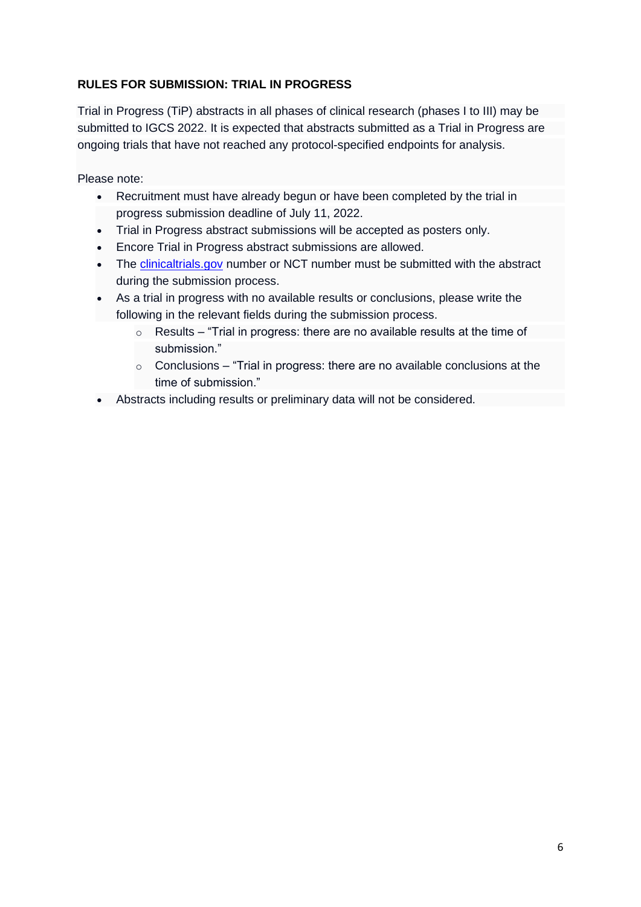**RULES FOR SUBMISSION: TRIAL IN PROGRESS**

Trial in Progress (TiP) abstracts in all phases of clinical research (phases I to III) may be submitted to IGCS 2022. It is expected that abstracts submitted as a Trial in Progress are ongoing trials that have not reached any protocol-specified endpoints for analysis.

Please note:

- Recruitment must have already begun or have been completed by the trial in progress submission deadline of July 11, 2022.
- Trial in Progress abstract submissions will be accepted as posters only.
- Encore Trial in Progress abstract submissions are allowed.
- The clinicaltrials.gov number or NCT number must be submitted with the abstract during the submission process.
- As a trial in progress with no available results or conclusions, please write the following in the relevant fields during the submission process.
    - Results – “Trial in progress: there are no available results at the time of submission.”
    - Conclusions – “Trial in progress: there are no available conclusions at the time of submission.”
- Abstracts including results or preliminary data will not be considered.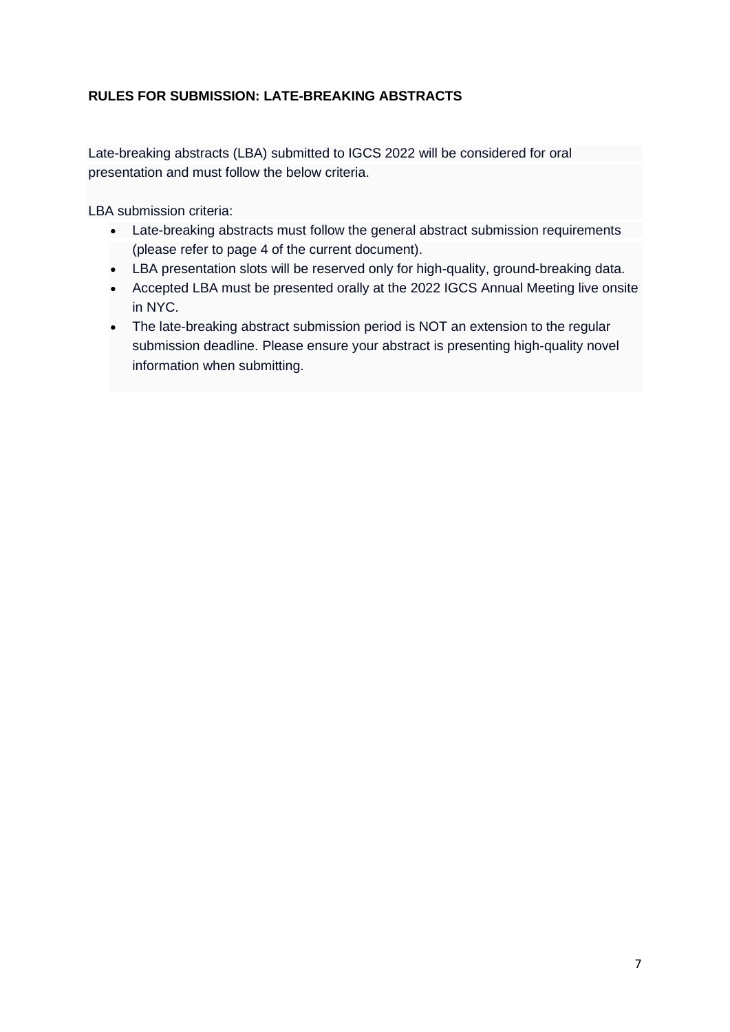**RULES FOR SUBMISSION: LATE-BREAKING ABSTRACTS**

Late-breaking abstracts (LBA) submitted to IGCS 2022 will be considered for oral presentation and must follow the below criteria.

LBA submission criteria:

- Late-breaking abstracts must follow the general abstract submission requirements (please refer to page 4 of the current document).
- LBA presentation slots will be reserved only for high-quality, ground-breaking data.
- Accepted LBA must be presented orally at the 2022 IGCS Annual Meeting live onsite in NYC.
- The late-breaking abstract submission period is NOT an extension to the regular submission deadline. Please ensure your abstract is presenting high-quality novel information when submitting.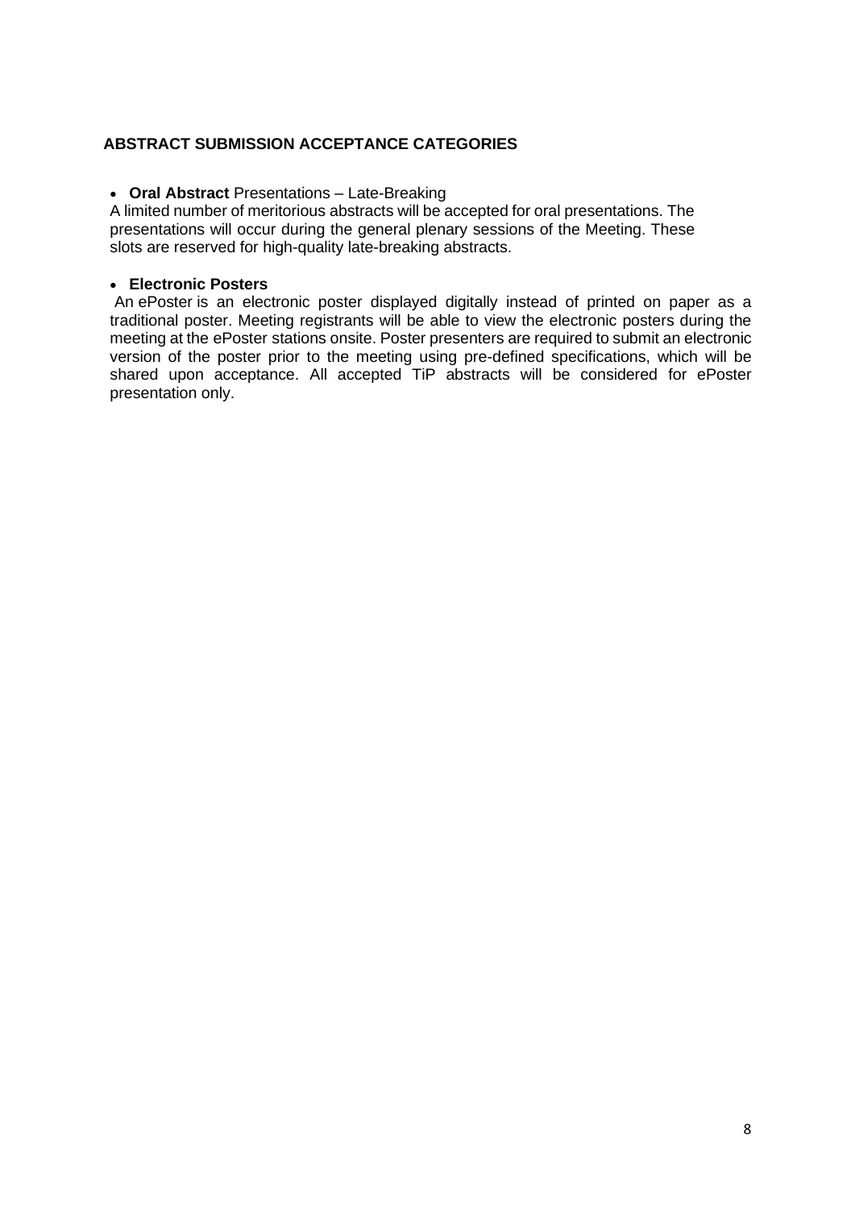## ABSTRACT SUBMISSION ACCEPTANCE CATEGORIES

- **Oral Abstract** Presentations – Late-Breaking

A limited number of meritorious abstracts will be accepted for oral presentations. The presentations will occur during the general plenary sessions of the Meeting. These slots are reserved for high-quality late-breaking abstracts.

- **Electronic Posters**

An ePoster is an electronic poster displayed digitally instead of printed on paper as a traditional poster. Meeting registrants will be able to view the electronic posters during the meeting at the ePoster stations onsite. Poster presenters are required to submit an electronic version of the poster prior to the meeting using pre-defined specifications, which will be shared upon acceptance. All accepted TiP abstracts will be considered for ePoster presentation only.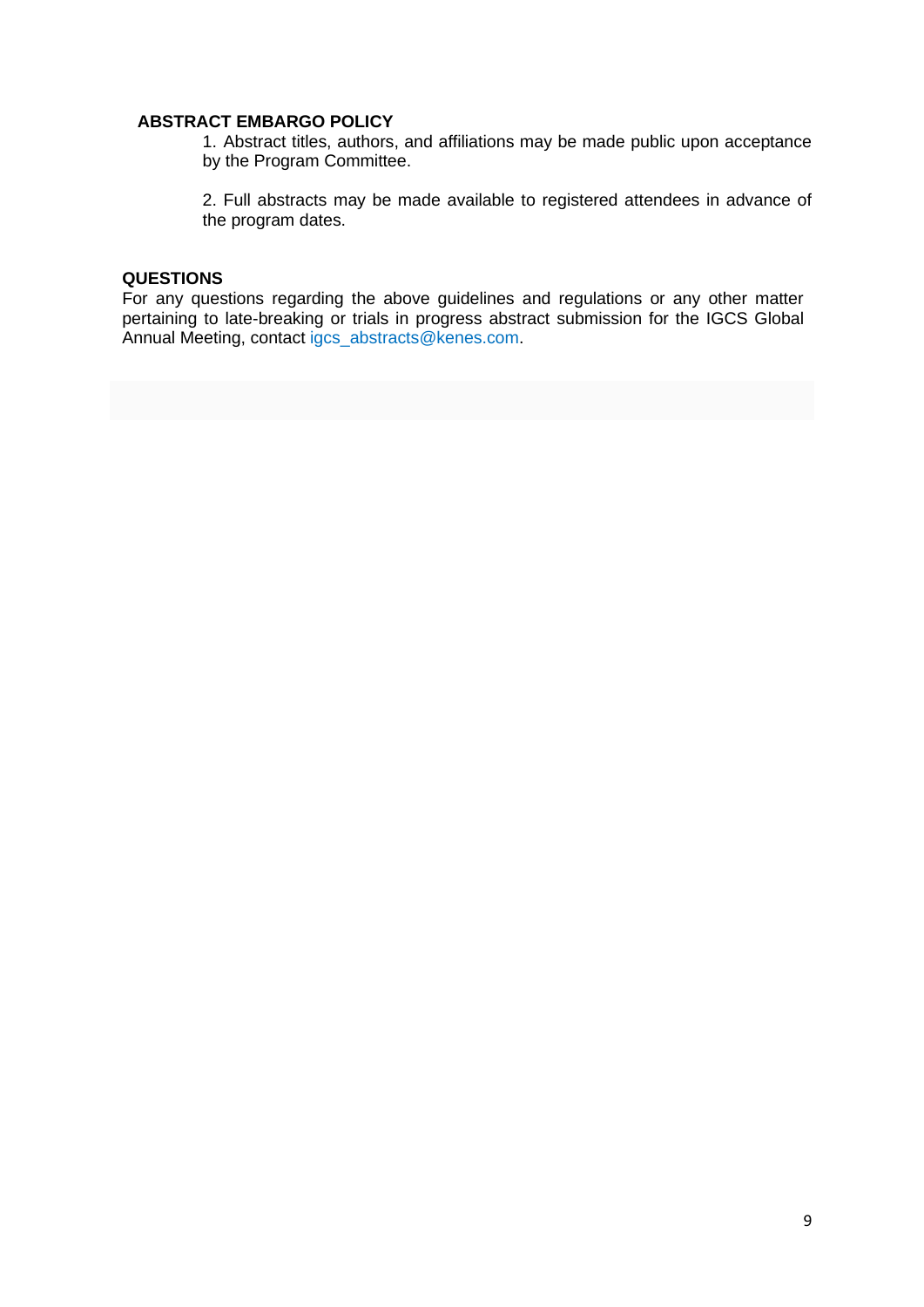**ABSTRACT EMBARGO POLICY**

1. Abstract titles, authors, and affiliations may be made public upon acceptance by the Program Committee.

2. Full abstracts may be made available to registered attendees in advance of the program dates.

**QUESTIONS**

For any questions regarding the above guidelines and regulations or any other matter pertaining to late-breaking or trials in progress abstract submission for the IGCS Global Annual Meeting, contact igcs_abstracts@kenes.com.